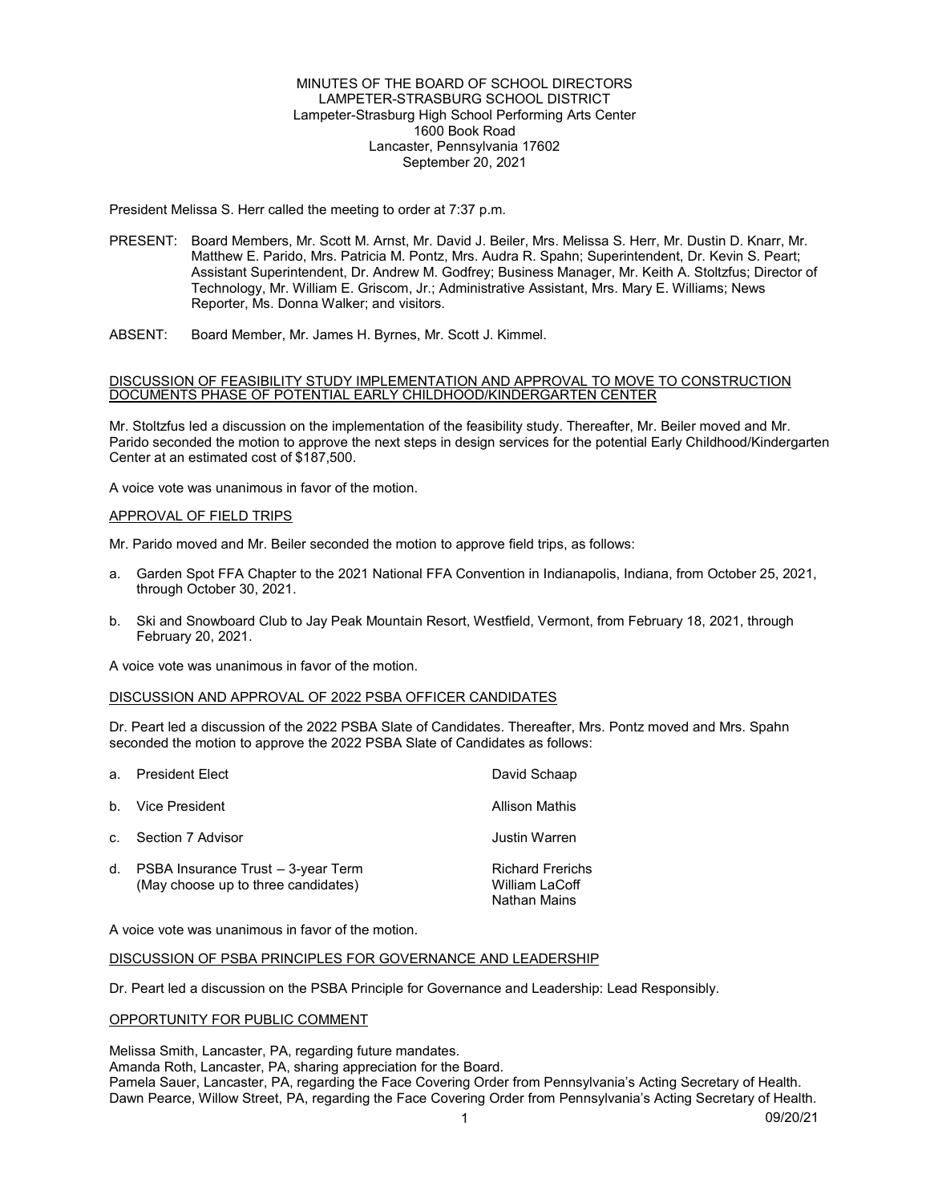MINUTES OF THE BOARD OF SCHOOL DIRECTORS
LAMPETER-STRASBURG SCHOOL DISTRICT
Lampeter-Strasburg High School Performing Arts Center
1600 Book Road
Lancaster, Pennsylvania 17602
September 20, 2021

President Melissa S. Herr called the meeting to order at 7:37 p.m.

PRESENT: Board Members, Mr. Scott M. Arnst, Mr. David J. Beiler, Mrs. Melissa S. Herr, Mr. Dustin D. Knarr, Mr. Matthew E. Parido, Mrs. Patricia M. Pontz, Mrs. Audra R. Spahn; Superintendent, Dr. Kevin S. Peart; Assistant Superintendent, Dr. Andrew M. Godfrey; Business Manager, Mr. Keith A. Stoltzfus; Director of Technology, Mr. William E. Griscom, Jr.; Administrative Assistant, Mrs. Mary E. Williams; News Reporter, Ms. Donna Walker; and visitors.

ABSENT: Board Member, Mr. James H. Byrnes, Mr. Scott J. Kimmel.

DISCUSSION OF FEASIBILITY STUDY IMPLEMENTATION AND APPROVAL TO MOVE TO CONSTRUCTION DOCUMENTS PHASE OF POTENTIAL EARLY CHILDHOOD/KINDERGARTEN CENTER

Mr. Stoltzfus led a discussion on the implementation of the feasibility study. Thereafter, Mr. Beiler moved and Mr. Parido seconded the motion to approve the next steps in design services for the potential Early Childhood/Kindergarten Center at an estimated cost of $187,500.

A voice vote was unanimous in favor of the motion.

APPROVAL OF FIELD TRIPS

Mr. Parido moved and Mr. Beiler seconded the motion to approve field trips, as follows:

a. Garden Spot FFA Chapter to the 2021 National FFA Convention in Indianapolis, Indiana, from October 25, 2021, through October 30, 2021.

b. Ski and Snowboard Club to Jay Peak Mountain Resort, Westfield, Vermont, from February 18, 2021, through February 20, 2021.

A voice vote was unanimous in favor of the motion.

DISCUSSION AND APPROVAL OF 2022 PSBA OFFICER CANDIDATES

Dr. Peart led a discussion of the 2022 PSBA Slate of Candidates. Thereafter, Mrs. Pontz moved and Mrs. Spahn seconded the motion to approve the 2022 PSBA Slate of Candidates as follows:

| | |
|---|---|
| a. President Elect | David Schaap |
| b. Vice President | Allison Mathis |
| c. Section 7 Advisor | Justin Warren |
| d. PSBA Insurance Trust – 3-year Term (May choose up to three candidates) | Richard Frerichs<br>William LaCoff<br>Nathan Mains |

A voice vote was unanimous in favor of the motion.

DISCUSSION OF PSBA PRINCIPLES FOR GOVERNANCE AND LEADERSHIP

Dr. Peart led a discussion on the PSBA Principle for Governance and Leadership: Lead Responsibly.

OPPORTUNITY FOR PUBLIC COMMENT

Melissa Smith, Lancaster, PA, regarding future mandates.
Amanda Roth, Lancaster, PA, sharing appreciation for the Board.
Pamela Sauer, Lancaster, PA, regarding the Face Covering Order from Pennsylvania's Acting Secretary of Health.
Dawn Pearce, Willow Street, PA, regarding the Face Covering Order from Pennsylvania's Acting Secretary of Health.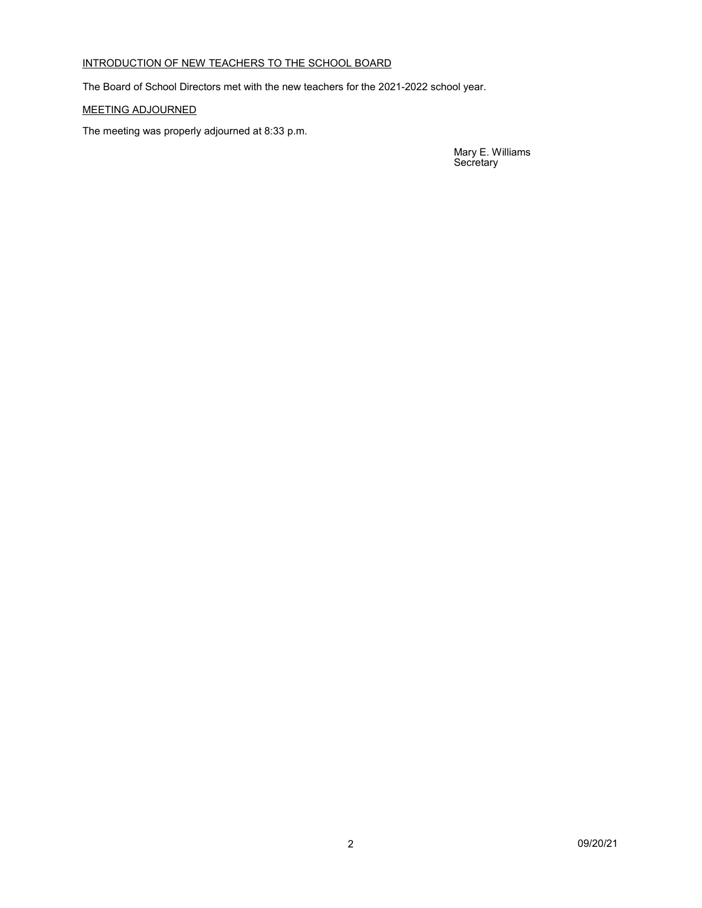<u>INTRODUCTION OF NEW TEACHERS TO THE SCHOOL BOARD</u>

The Board of School Directors met with the new teachers for the 2021-2022 school year.

<u>MEETING ADJOURNED</u>

The meeting was properly adjourned at 8:33 p.m.

Mary E. Williams
Secretary